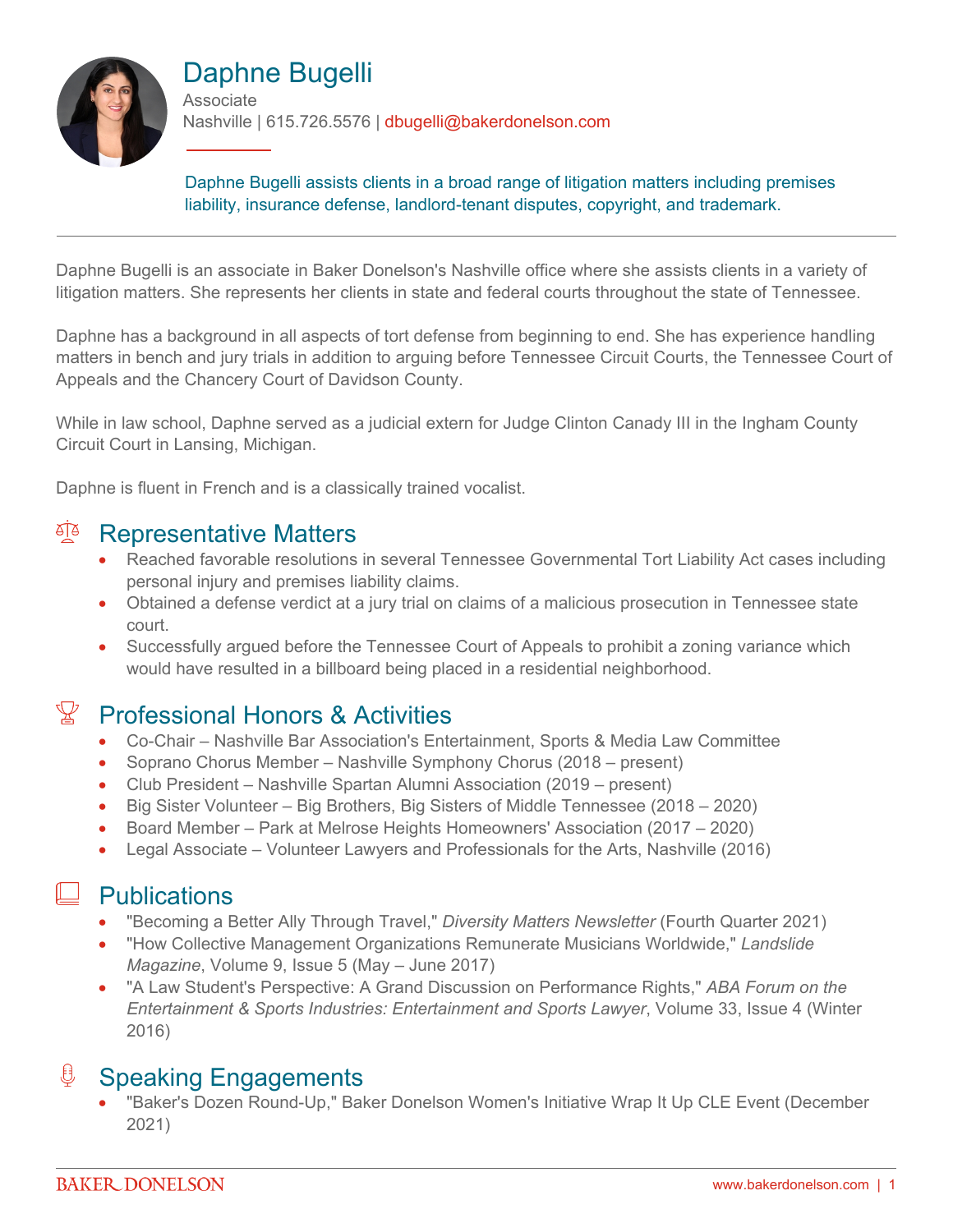# Daphne Bugelli

Associate

Nashville | 615.726.5576 | dbugelli@bakerdonelson.com

Daphne Bugelli assists clients in a broad range of litigation matters including premises liability, insurance defense, landlord-tenant disputes, copyright, and trademark.

Daphne Bugelli is an associate in Baker Donelson's Nashville office where she assists clients in a variety of litigation matters. She represents her clients in state and federal courts throughout the state of Tennessee.

Daphne has a background in all aspects of tort defense from beginning to end. She has experience handling matters in bench and jury trials in addition to arguing before Tennessee Circuit Courts, the Tennessee Court of Appeals and the Chancery Court of Davidson County.

While in law school, Daphne served as a judicial extern for Judge Clinton Canady III in the Ingham County Circuit Court in Lansing, Michigan.

Daphne is fluent in French and is a classically trained vocalist.

## Representative Matters

- Reached favorable resolutions in several Tennessee Governmental Tort Liability Act cases including personal injury and premises liability claims.
- Obtained a defense verdict at a jury trial on claims of a malicious prosecution in Tennessee state court.
- Successfully argued before the Tennessee Court of Appeals to prohibit a zoning variance which would have resulted in a billboard being placed in a residential neighborhood.

## Professional Honors & Activities

- Co-Chair – Nashville Bar Association's Entertainment, Sports & Media Law Committee
- Soprano Chorus Member – Nashville Symphony Chorus (2018 – present)
- Club President – Nashville Spartan Alumni Association (2019 – present)
- Big Sister Volunteer – Big Brothers, Big Sisters of Middle Tennessee (2018 – 2020)
- Board Member – Park at Melrose Heights Homeowners' Association (2017 – 2020)
- Legal Associate – Volunteer Lawyers and Professionals for the Arts, Nashville (2016)

## Publications

- "Becoming a Better Ally Through Travel," *Diversity Matters Newsletter* (Fourth Quarter 2021)
- "How Collective Management Organizations Remunerate Musicians Worldwide," *Landslide Magazine*, Volume 9, Issue 5 (May – June 2017)
- "A Law Student's Perspective: A Grand Discussion on Performance Rights," *ABA Forum on the Entertainment & Sports Industries: Entertainment and Sports Lawyer*, Volume 33, Issue 4 (Winter 2016)

## Speaking Engagements

- "Baker's Dozen Round-Up," Baker Donelson Women's Initiative Wrap It Up CLE Event (December 2021)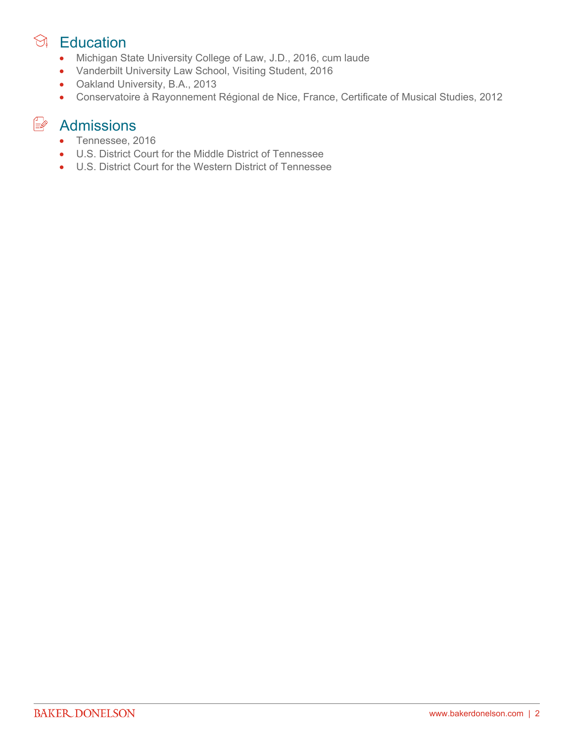## Education

- Michigan State University College of Law, J.D., 2016, cum laude
- Vanderbilt University Law School, Visiting Student, 2016
- Oakland University, B.A., 2013
- Conservatoire à Rayonnement Régional de Nice, France, Certificate of Musical Studies, 2012

## Admissions

- Tennessee, 2016
- U.S. District Court for the Middle District of Tennessee
- U.S. District Court for the Western District of Tennessee